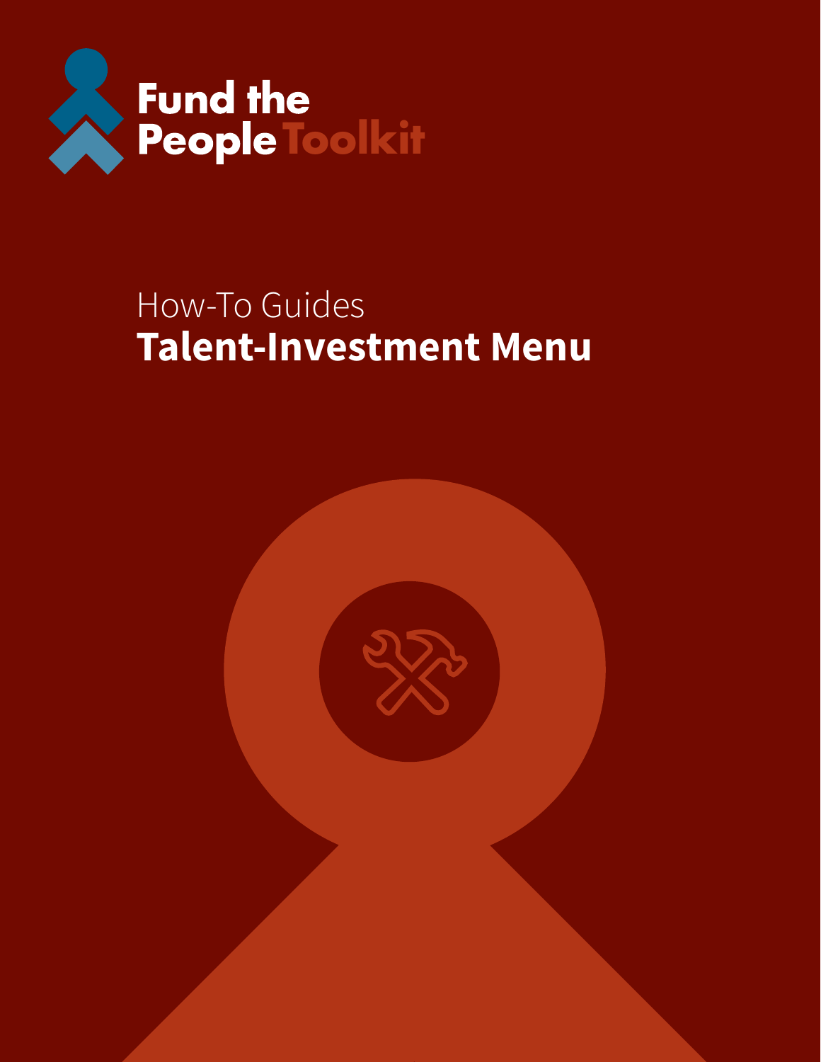Fund the People Toolkit

How-To Guides

# Talent-Investment Menu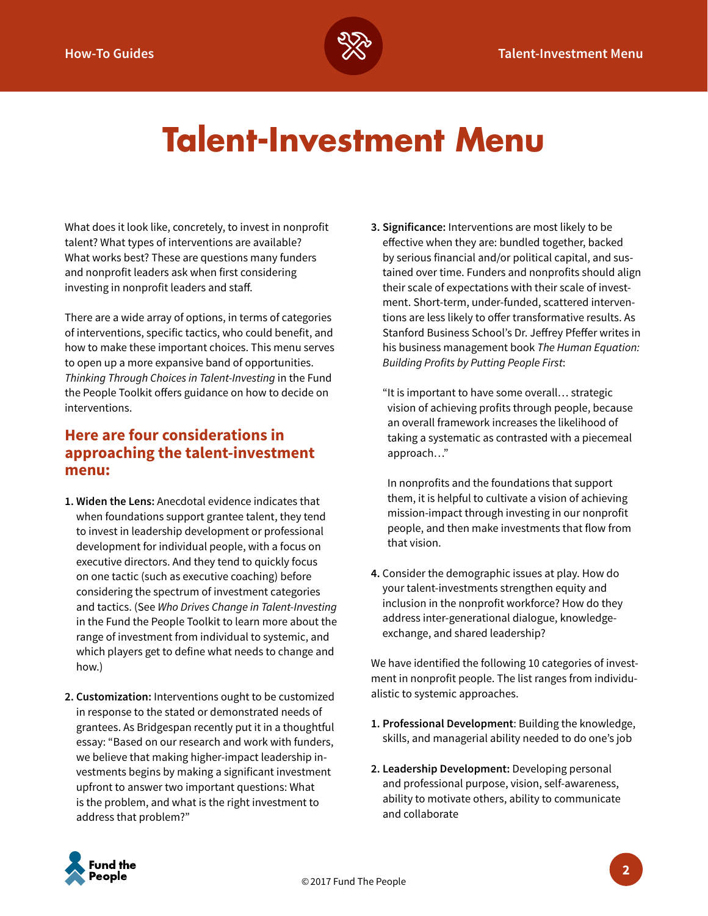# Talent-Investment Menu

What does it look like, concretely, to invest in nonprofit talent? What types of interventions are available? What works best? These are questions many funders and nonprofit leaders ask when first considering investing in nonprofit leaders and staff.

There are a wide array of options, in terms of categories of interventions, specific tactics, who could benefit, and how to make these important choices. This menu serves to open up a more expansive band of opportunities. *Thinking Through Choices in Talent-Investing* in the Fund the People Toolkit offers guidance on how to decide on interventions.

## Here are four considerations in approaching the talent-investment menu:

1. **Widen the Lens:** Anecdotal evidence indicates that when foundations support grantee talent, they tend to invest in leadership development or professional development for individual people, with a focus on executive directors. And they tend to quickly focus on one tactic (such as executive coaching) before considering the spectrum of investment categories and tactics. (See *Who Drives Change in Talent-Investing* in the Fund the People Toolkit to learn more about the range of investment from individual to systemic, and which players get to define what needs to change and how.)

2. **Customization:** Interventions ought to be customized in response to the stated or demonstrated needs of grantees. As Bridgespan recently put it in a thoughtful essay: "Based on our research and work with funders, we believe that making higher-impact leadership investments begins by making a significant investment upfront to answer two important questions: What is the problem, and what is the right investment to address that problem?"

3. **Significance:** Interventions are most likely to be effective when they are: bundled together, backed by serious financial and/or political capital, and sustained over time. Funders and nonprofits should align their scale of expectations with their scale of investment. Short-term, under-funded, scattered interventions are less likely to offer transformative results. As Stanford Business School's Dr. Jeffrey Pfeffer writes in his business management book *The Human Equation: Building Profits by Putting People First*:

   "It is important to have some overall… strategic vision of achieving profits through people, because an overall framework increases the likelihood of taking a systematic as contrasted with a piecemeal approach…"

   In nonprofits and the foundations that support them, it is helpful to cultivate a vision of achieving mission-impact through investing in our nonprofit people, and then make investments that flow from that vision.

4. Consider the demographic issues at play. How do your talent-investments strengthen equity and inclusion in the nonprofit workforce? How do they address inter-generational dialogue, knowledge-exchange, and shared leadership?

We have identified the following 10 categories of investment in nonprofit people. The list ranges from individualistic to systemic approaches.

1. **Professional Development**: Building the knowledge, skills, and managerial ability needed to do one's job

2. **Leadership Development:** Developing personal and professional purpose, vision, self-awareness, ability to motivate others, ability to communicate and collaborate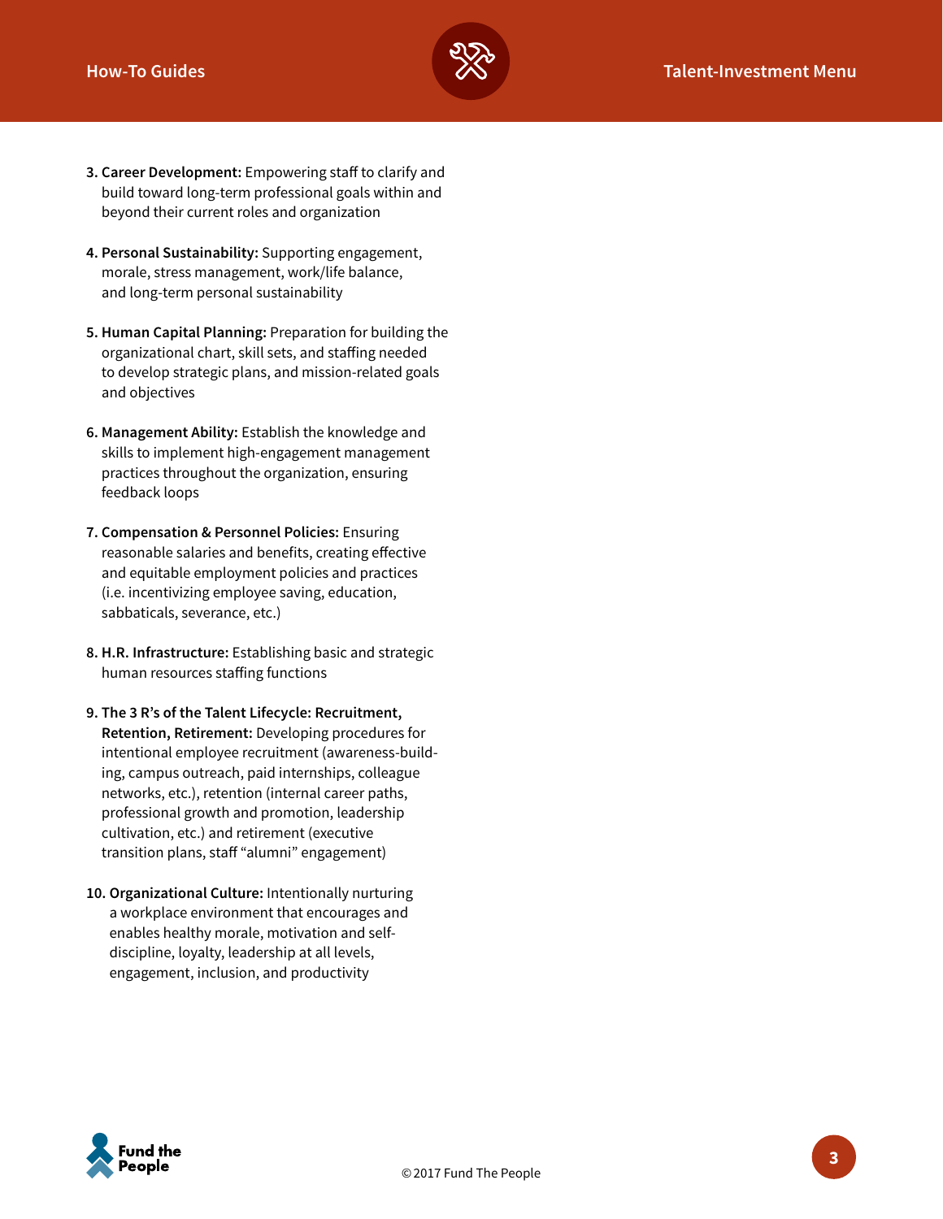3. **Career Development:** Empowering staff to clarify and build toward long-term professional goals within and beyond their current roles and organization

4. **Personal Sustainability:** Supporting engagement, morale, stress management, work/life balance, and long-term personal sustainability

5. **Human Capital Planning:** Preparation for building the organizational chart, skill sets, and staffing needed to develop strategic plans, and mission-related goals and objectives

6. **Management Ability:** Establish the knowledge and skills to implement high-engagement management practices throughout the organization, ensuring feedback loops

7. **Compensation & Personnel Policies:** Ensuring reasonable salaries and benefits, creating effective and equitable employment policies and practices (i.e. incentivizing employee saving, education, sabbaticals, severance, etc.)

8. **H.R. Infrastructure:** Establishing basic and strategic human resources staffing functions

9. **The 3 R's of the Talent Lifecycle: Recruitment, Retention, Retirement:** Developing procedures for intentional employee recruitment (awareness-building, campus outreach, paid internships, colleague networks, etc.), retention (internal career paths, professional growth and promotion, leadership cultivation, etc.) and retirement (executive transition plans, staff "alumni" engagement)

10. **Organizational Culture:** Intentionally nurturing a workplace environment that encourages and enables healthy morale, motivation and self-discipline, loyalty, leadership at all levels, engagement, inclusion, and productivity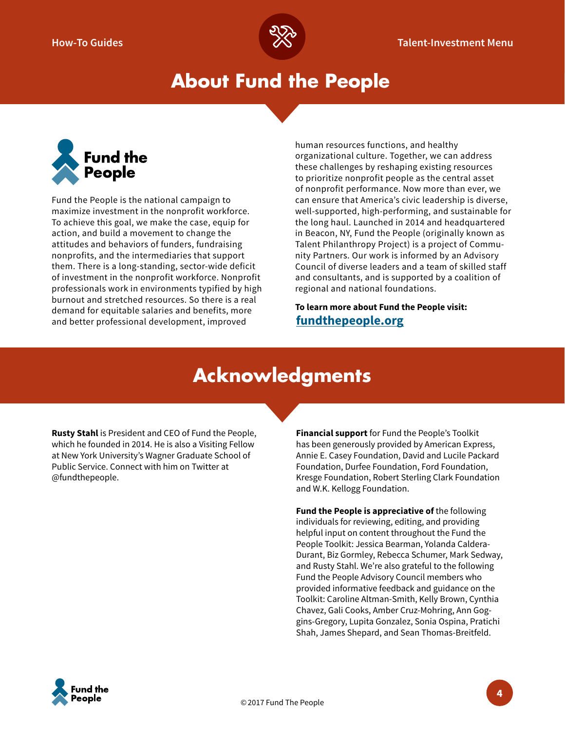# About Fund the People

Fund the People is the national campaign to maximize investment in the nonprofit workforce. To achieve this goal, we make the case, equip for action, and build a movement to change the attitudes and behaviors of funders, fundraising nonprofits, and the intermediaries that support them. There is a long-standing, sector-wide deficit of investment in the nonprofit workforce. Nonprofit professionals work in environments typified by high burnout and stretched resources. So there is a real demand for equitable salaries and benefits, more and better professional development, improved human resources functions, and healthy organizational culture. Together, we can address these challenges by reshaping existing resources to prioritize nonprofit people as the central asset of nonprofit performance. Now more than ever, we can ensure that America's civic leadership is diverse, well-supported, high-performing, and sustainable for the long haul. Launched in 2014 and headquartered in Beacon, NY, Fund the People (originally known as Talent Philanthropy Project) is a project of Community Partners. Our work is informed by an Advisory Council of diverse leaders and a team of skilled staff and consultants, and is supported by a coalition of regional and national foundations.

**To learn more about Fund the People visit:**
**fundthepeople.org**

# Acknowledgments

**Rusty Stahl** is President and CEO of Fund the People, which he founded in 2014. He is also a Visiting Fellow at New York University's Wagner Graduate School of Public Service. Connect with him on Twitter at @fundthepeople.

**Financial support** for Fund the People's Toolkit has been generously provided by American Express, Annie E. Casey Foundation, David and Lucile Packard Foundation, Durfee Foundation, Ford Foundation, Kresge Foundation, Robert Sterling Clark Foundation and W.K. Kellogg Foundation.

**Fund the People is appreciative of** the following individuals for reviewing, editing, and providing helpful input on content throughout the Fund the People Toolkit: Jessica Bearman, Yolanda Caldera-Durant, Biz Gormley, Rebecca Schumer, Mark Sedway, and Rusty Stahl. We're also grateful to the following Fund the People Advisory Council members who provided informative feedback and guidance on the Toolkit: Caroline Altman-Smith, Kelly Brown, Cynthia Chavez, Gali Cooks, Amber Cruz-Mohring, Ann Goggins-Gregory, Lupita Gonzalez, Sonia Ospina, Pratichi Shah, James Shepard, and Sean Thomas-Breitfeld.

©2017 Fund The People